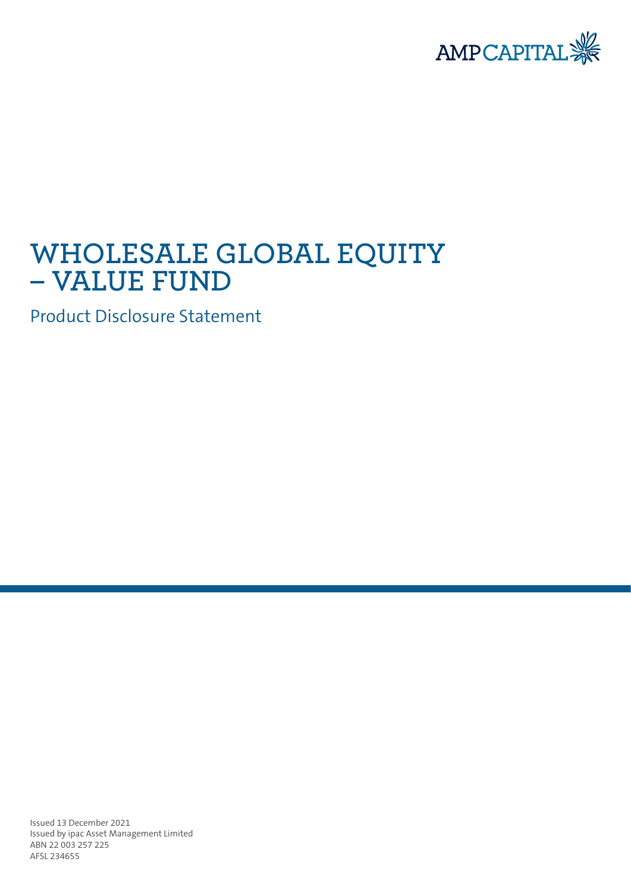AMP CAPITAL

# WHOLESALE GLOBAL EQUITY – VALUE FUND

## Product Disclosure Statement

Issued 13 December 2021
Issued by ipac Asset Management Limited
ABN 22 003 257 225
AFSL 234655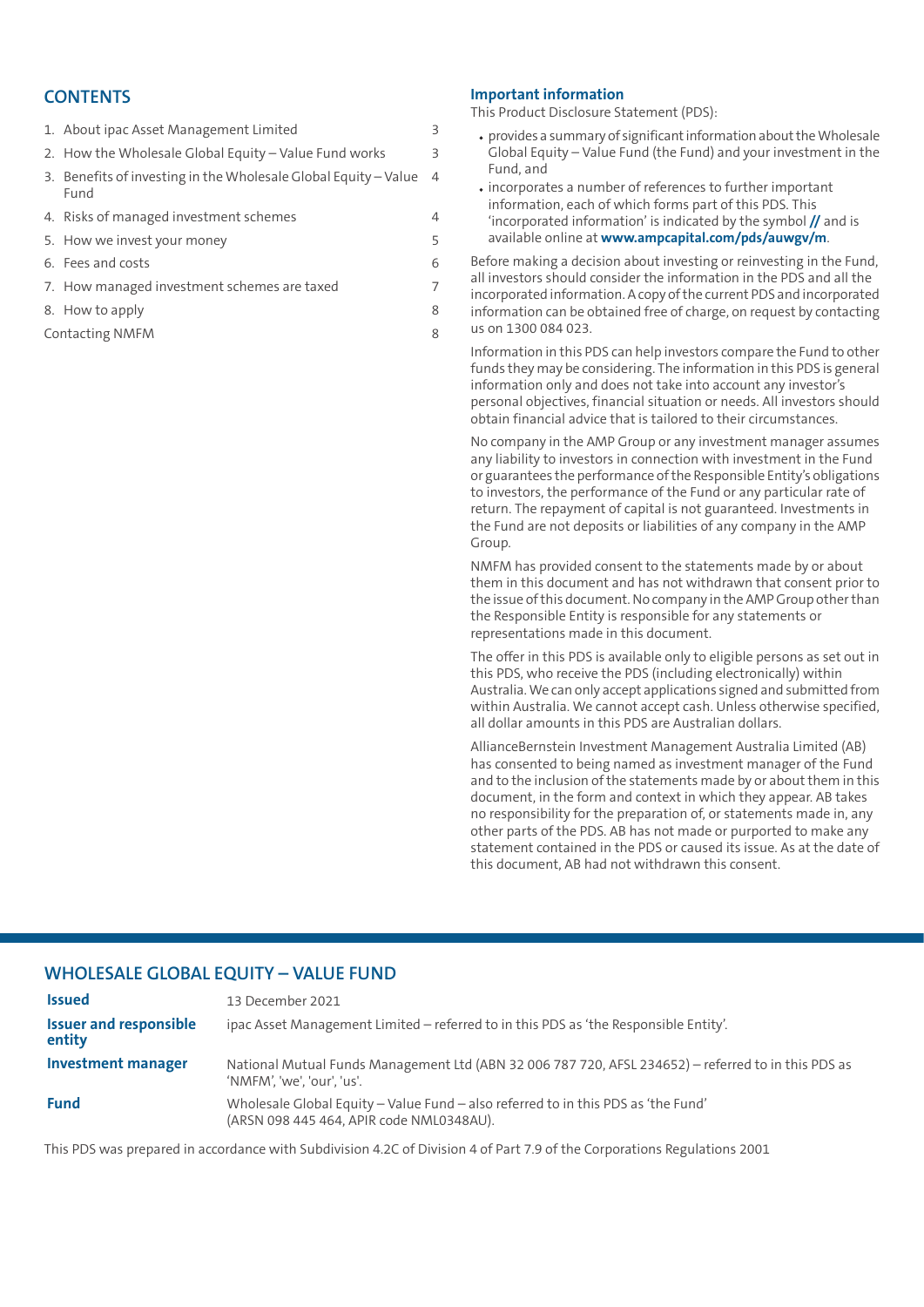## CONTENTS

| | |
|---|---|
| 1. About ipac Asset Management Limited | 3 |
| 2. How the Wholesale Global Equity – Value Fund works | 3 |
| 3. Benefits of investing in the Wholesale Global Equity – Value Fund | 4 |
| 4. Risks of managed investment schemes | 4 |
| 5. How we invest your money | 5 |
| 6. Fees and costs | 6 |
| 7. How managed investment schemes are taxed | 7 |
| 8. How to apply | 8 |
| Contacting NMFM | 8 |

### Important information

This Product Disclosure Statement (PDS):

- provides a summary of significant information about the Wholesale Global Equity – Value Fund (the Fund) and your investment in the Fund, and
- incorporates a number of references to further important information, each of which forms part of this PDS. This 'incorporated information' is indicated by the symbol **//** and is available online at **www.ampcapital.com/pds/auwgv/m**.

Before making a decision about investing or reinvesting in the Fund, all investors should consider the information in the PDS and all the incorporated information. A copy of the current PDS and incorporated information can be obtained free of charge, on request by contacting us on 1300 084 023.

Information in this PDS can help investors compare the Fund to other funds they may be considering. The information in this PDS is general information only and does not take into account any investor's personal objectives, financial situation or needs. All investors should obtain financial advice that is tailored to their circumstances.

No company in the AMP Group or any investment manager assumes any liability to investors in connection with investment in the Fund or guarantees the performance of the Responsible Entity's obligations to investors, the performance of the Fund or any particular rate of return. The repayment of capital is not guaranteed. Investments in the Fund are not deposits or liabilities of any company in the AMP Group.

NMFM has provided consent to the statements made by or about them in this document and has not withdrawn that consent prior to the issue of this document. No company in the AMP Group other than the Responsible Entity is responsible for any statements or representations made in this document.

The offer in this PDS is available only to eligible persons as set out in this PDS, who receive the PDS (including electronically) within Australia. We can only accept applications signed and submitted from within Australia. We cannot accept cash. Unless otherwise specified, all dollar amounts in this PDS are Australian dollars.

AllianceBernstein Investment Management Australia Limited (AB) has consented to being named as investment manager of the Fund and to the inclusion of the statements made by or about them in this document, in the form and context in which they appear. AB takes no responsibility for the preparation of, or statements made in, any other parts of the PDS. AB has not made or purported to make any statement contained in the PDS or caused its issue. As at the date of this document, AB had not withdrawn this consent.

## WHOLESALE GLOBAL EQUITY – VALUE FUND

| | |
|---|---|
| **Issued** | 13 December 2021 |
| **Issuer and responsible entity** | ipac Asset Management Limited – referred to in this PDS as 'the Responsible Entity'. |
| **Investment manager** | National Mutual Funds Management Ltd (ABN 32 006 787 720, AFSL 234652) – referred to in this PDS as 'NMFM', 'we', 'our', 'us'. |
| **Fund** | Wholesale Global Equity – Value Fund – also referred to in this PDS as 'the Fund' (ARSN 098 445 464, APIR code NML0348AU). |

This PDS was prepared in accordance with Subdivision 4.2C of Division 4 of Part 7.9 of the Corporations Regulations 2001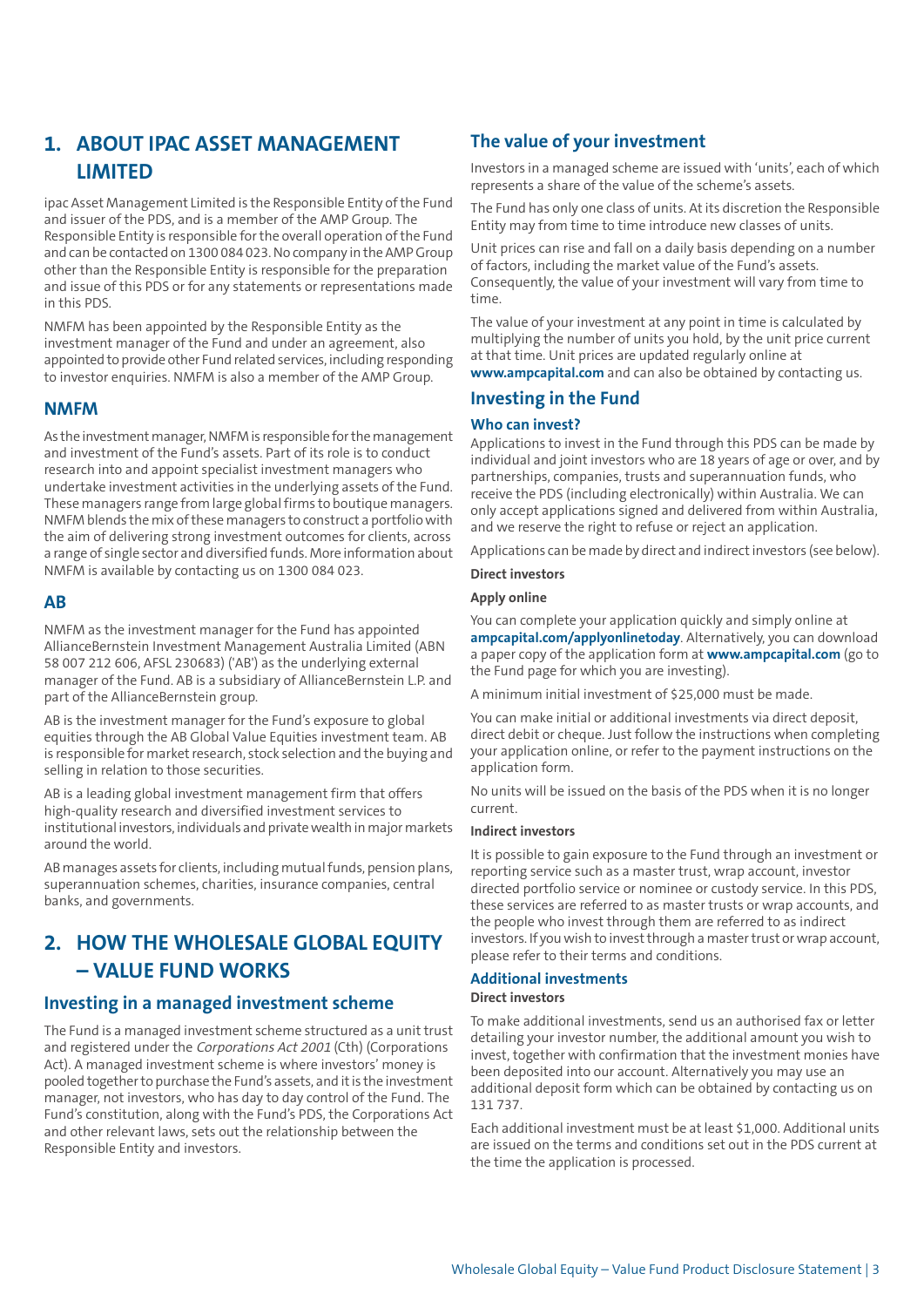# 1. ABOUT IPAC ASSET MANAGEMENT LIMITED

ipac Asset Management Limited is the Responsible Entity of the Fund and issuer of the PDS, and is a member of the AMP Group. The Responsible Entity is responsible for the overall operation of the Fund and can be contacted on 1300 084 023. No company in the AMP Group other than the Responsible Entity is responsible for the preparation and issue of this PDS or for any statements or representations made in this PDS.

NMFM has been appointed by the Responsible Entity as the investment manager of the Fund and under an agreement, also appointed to provide other Fund related services, including responding to investor enquiries. NMFM is also a member of the AMP Group.

## NMFM

As the investment manager, NMFM is responsible for the management and investment of the Fund's assets. Part of its role is to conduct research into and appoint specialist investment managers who undertake investment activities in the underlying assets of the Fund. These managers range from large global firms to boutique managers. NMFM blends the mix of these managers to construct a portfolio with the aim of delivering strong investment outcomes for clients, across a range of single sector and diversified funds. More information about NMFM is available by contacting us on 1300 084 023.

## AB

NMFM as the investment manager for the Fund has appointed AllianceBernstein Investment Management Australia Limited (ABN 58 007 212 606, AFSL 230683) ('AB') as the underlying external manager of the Fund. AB is a subsidiary of AllianceBernstein L.P. and part of the AllianceBernstein group.

AB is the investment manager for the Fund's exposure to global equities through the AB Global Value Equities investment team. AB is responsible for market research, stock selection and the buying and selling in relation to those securities.

AB is a leading global investment management firm that offers high-quality research and diversified investment services to institutional investors, individuals and private wealth in major markets around the world.

AB manages assets for clients, including mutual funds, pension plans, superannuation schemes, charities, insurance companies, central banks, and governments.

# 2. HOW THE WHOLESALE GLOBAL EQUITY – VALUE FUND WORKS

## Investing in a managed investment scheme

The Fund is a managed investment scheme structured as a unit trust and registered under the *Corporations Act 2001* (Cth) (Corporations Act). A managed investment scheme is where investors' money is pooled together to purchase the Fund's assets, and it is the investment manager, not investors, who has day to day control of the Fund. The Fund's constitution, along with the Fund's PDS, the Corporations Act and other relevant laws, sets out the relationship between the Responsible Entity and investors.

## The value of your investment

Investors in a managed scheme are issued with 'units', each of which represents a share of the value of the scheme's assets.

The Fund has only one class of units. At its discretion the Responsible Entity may from time to time introduce new classes of units.

Unit prices can rise and fall on a daily basis depending on a number of factors, including the market value of the Fund's assets. Consequently, the value of your investment will vary from time to time.

The value of your investment at any point in time is calculated by multiplying the number of units you hold, by the unit price current at that time. Unit prices are updated regularly online at **www.ampcapital.com** and can also be obtained by contacting us.

## Investing in the Fund

### Who can invest?

Applications to invest in the Fund through this PDS can be made by individual and joint investors who are 18 years of age or over, and by partnerships, companies, trusts and superannuation funds, who receive the PDS (including electronically) within Australia. We can only accept applications signed and delivered from within Australia, and we reserve the right to refuse or reject an application.

Applications can be made by direct and indirect investors (see below).

**Direct investors**

**Apply online**

You can complete your application quickly and simply online at **ampcapital.com/applyonlinetoday**. Alternatively, you can download a paper copy of the application form at **www.ampcapital.com** (go to the Fund page for which you are investing).

A minimum initial investment of $25,000 must be made.

You can make initial or additional investments via direct deposit, direct debit or cheque. Just follow the instructions when completing your application online, or refer to the payment instructions on the application form.

No units will be issued on the basis of the PDS when it is no longer current.

**Indirect investors**

It is possible to gain exposure to the Fund through an investment or reporting service such as a master trust, wrap account, investor directed portfolio service or nominee or custody service. In this PDS, these services are referred to as master trusts or wrap accounts, and the people who invest through them are referred to as indirect investors. If you wish to invest through a master trust or wrap account, please refer to their terms and conditions.

### Additional investments

**Direct investors**

To make additional investments, send us an authorised fax or letter detailing your investor number, the additional amount you wish to invest, together with confirmation that the investment monies have been deposited into our account. Alternatively you may use an additional deposit form which can be obtained by contacting us on 131 737.

Each additional investment must be at least $1,000. Additional units are issued on the terms and conditions set out in the PDS current at the time the application is processed.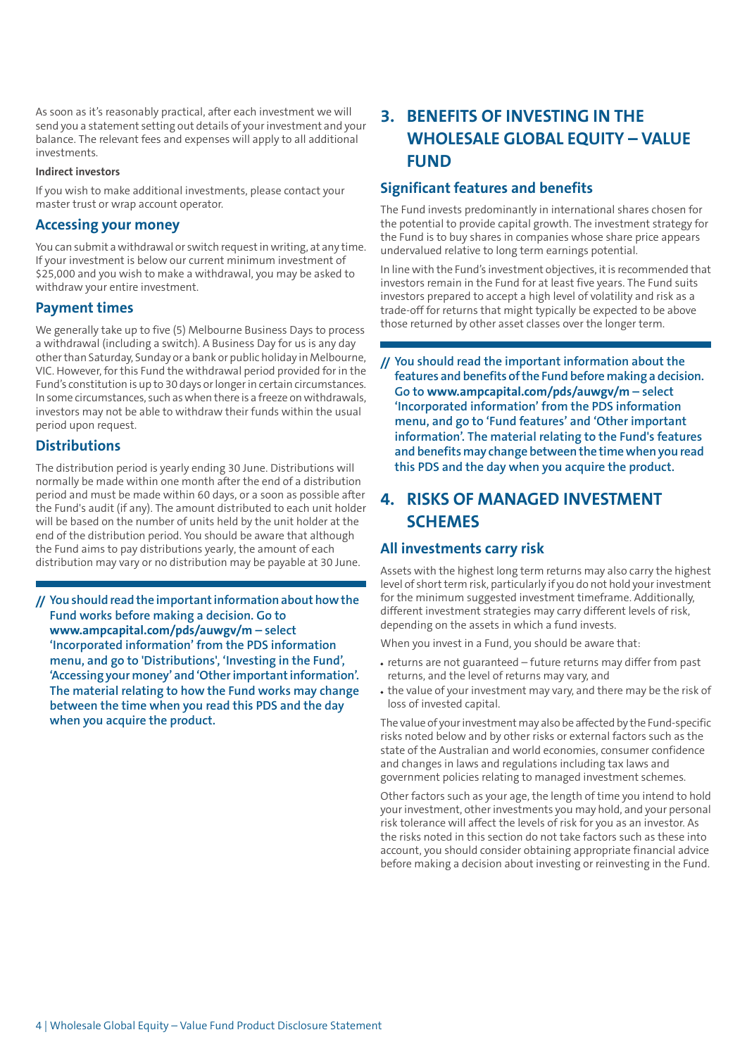As soon as it's reasonably practical, after each investment we will send you a statement setting out details of your investment and your balance. The relevant fees and expenses will apply to all additional investments.

**Indirect investors**

If you wish to make additional investments, please contact your master trust or wrap account operator.

### Accessing your money

You can submit a withdrawal or switch request in writing, at any time. If your investment is below our current minimum investment of $25,000 and you wish to make a withdrawal, you may be asked to withdraw your entire investment.

### Payment times

We generally take up to five (5) Melbourne Business Days to process a withdrawal (including a switch). A Business Day for us is any day other than Saturday, Sunday or a bank or public holiday in Melbourne, VIC. However, for this Fund the withdrawal period provided for in the Fund's constitution is up to 30 days or longer in certain circumstances. In some circumstances, such as when there is a freeze on withdrawals, investors may not be able to withdraw their funds within the usual period upon request.

### Distributions

The distribution period is yearly ending 30 June. Distributions will normally be made within one month after the end of a distribution period and must be made within 60 days, or a soon as possible after the Fund's audit (if any). The amount distributed to each unit holder will be based on the number of units held by the unit holder at the end of the distribution period. You should be aware that although the Fund aims to pay distributions yearly, the amount of each distribution may vary or no distribution may be payable at 30 June.

**// You should read the important information about how the Fund works before making a decision. Go to www.ampcapital.com/pds/auwgv/m – select 'Incorporated information' from the PDS information menu, and go to 'Distributions', 'Investing in the Fund', 'Accessing your money' and 'Other important information'. The material relating to how the Fund works may change between the time when you read this PDS and the day when you acquire the product.**

## 3. BENEFITS OF INVESTING IN THE WHOLESALE GLOBAL EQUITY – VALUE FUND

### Significant features and benefits

The Fund invests predominantly in international shares chosen for the potential to provide capital growth. The investment strategy for the Fund is to buy shares in companies whose share price appears undervalued relative to long term earnings potential.

In line with the Fund's investment objectives, it is recommended that investors remain in the Fund for at least five years. The Fund suits investors prepared to accept a high level of volatility and risk as a trade-off for returns that might typically be expected to be above those returned by other asset classes over the longer term.

**// You should read the important information about the features and benefits of the Fund before making a decision. Go to www.ampcapital.com/pds/auwgv/m – select 'Incorporated information' from the PDS information menu, and go to 'Fund features' and 'Other important information'. The material relating to the Fund's features and benefits may change between the time when you read this PDS and the day when you acquire the product.**

## 4. RISKS OF MANAGED INVESTMENT SCHEMES

### All investments carry risk

Assets with the highest long term returns may also carry the highest level of short term risk, particularly if you do not hold your investment for the minimum suggested investment timeframe. Additionally, different investment strategies may carry different levels of risk, depending on the assets in which a fund invests.

When you invest in a Fund, you should be aware that:

- returns are not guaranteed – future returns may differ from past returns, and the level of returns may vary, and
- the value of your investment may vary, and there may be the risk of loss of invested capital.

The value of your investment may also be affected by the Fund-specific risks noted below and by other risks or external factors such as the state of the Australian and world economies, consumer confidence and changes in laws and regulations including tax laws and government policies relating to managed investment schemes.

Other factors such as your age, the length of time you intend to hold your investment, other investments you may hold, and your personal risk tolerance will affect the levels of risk for you as an investor. As the risks noted in this section do not take factors such as these into account, you should consider obtaining appropriate financial advice before making a decision about investing or reinvesting in the Fund.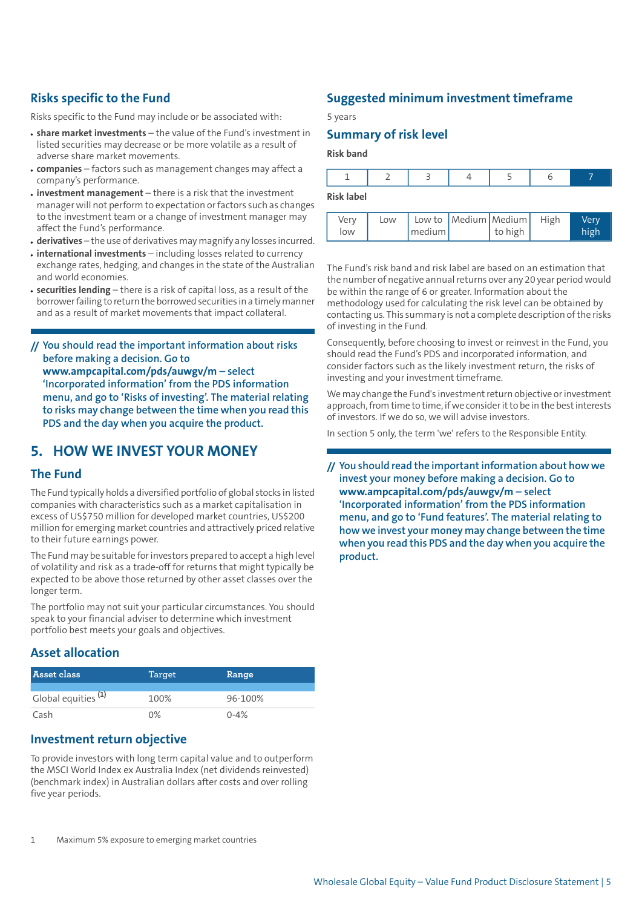## Risks specific to the Fund

Risks specific to the Fund may include or be associated with:

- **share market investments** – the value of the Fund's investment in listed securities may decrease or be more volatile as a result of adverse share market movements.
- **companies** – factors such as management changes may affect a company's performance.
- **investment management** – there is a risk that the investment manager will not perform to expectation or factors such as changes to the investment team or a change of investment manager may affect the Fund's performance.
- **derivatives** – the use of derivatives may magnify any losses incurred.
- **international investments** – including losses related to currency exchange rates, hedging, and changes in the state of the Australian and world economies.
- **securities lending** – there is a risk of capital loss, as a result of the borrower failing to return the borrowed securities in a timely manner and as a result of market movements that impact collateral.

**// You should read the important information about risks before making a decision. Go to www.ampcapital.com/pds/auwgv/m – select 'Incorporated information' from the PDS information menu, and go to 'Risks of investing'. The material relating to risks may change between the time when you read this PDS and the day when you acquire the product.**

# 5. HOW WE INVEST YOUR MONEY

## The Fund

The Fund typically holds a diversified portfolio of global stocks in listed companies with characteristics such as a market capitalisation in excess of US$750 million for developed market countries, US$200 million for emerging market countries and attractively priced relative to their future earnings power.

The Fund may be suitable for investors prepared to accept a high level of volatility and risk as a trade-off for returns that might typically be expected to be above those returned by other asset classes over the longer term.

The portfolio may not suit your particular circumstances. You should speak to your financial adviser to determine which investment portfolio best meets your goals and objectives.

## Asset allocation

| Asset class | Target | Range |
|---|---|---|
| Global equities [1] | 100% | 96-100% |
| Cash | 0% | 0-4% |

## Investment return objective

To provide investors with long term capital value and to outperform the MSCI World Index ex Australia Index (net dividends reinvested) (benchmark index) in Australian dollars after costs and over rolling five year periods.

1 Maximum 5% exposure to emerging market countries

## Suggested minimum investment timeframe

5 years

## Summary of risk level

**Risk band**

| 1 | 2 | 3 | 4 | 5 | 6 | 7 |
|---|---|---|---|---|---|---|

**Risk label**

| Very low | Low | Low to medium | Medium | Medium to high | High | Very high |
|---|---|---|---|---|---|---|

The Fund's risk band and risk label are based on an estimation that the number of negative annual returns over any 20 year period would be within the range of 6 or greater. Information about the methodology used for calculating the risk level can be obtained by contacting us. This summary is not a complete description of the risks of investing in the Fund.

Consequently, before choosing to invest or reinvest in the Fund, you should read the Fund's PDS and incorporated information, and consider factors such as the likely investment return, the risks of investing and your investment timeframe.

We may change the Fund's investment return objective or investment approach, from time to time, if we consider it to be in the best interests of investors. If we do so, we will advise investors.

In section 5 only, the term 'we' refers to the Responsible Entity.

**// You should read the important information about how we invest your money before making a decision. Go to www.ampcapital.com/pds/auwgv/m – select 'Incorporated information' from the PDS information menu, and go to 'Fund features'. The material relating to how we invest your money may change between the time when you read this PDS and the day when you acquire the product.**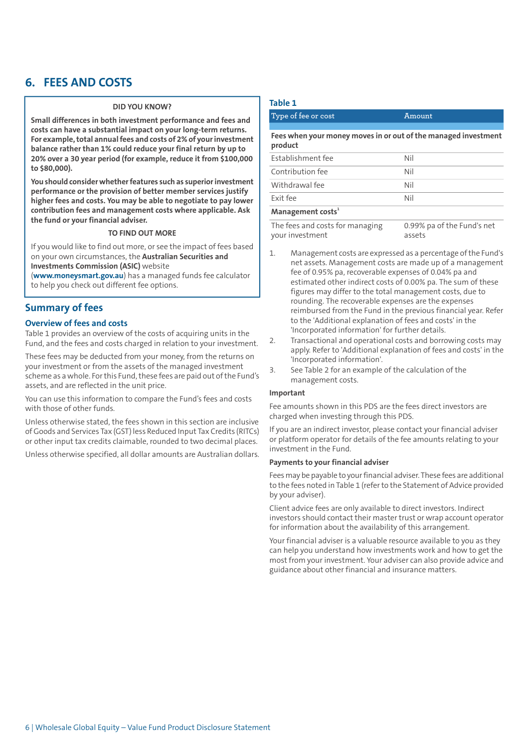## 6. FEES AND COSTS

**DID YOU KNOW?**

**Small differences in both investment performance and fees and costs can have a substantial impact on your long-term returns. For example, total annual fees and costs of 2% of your investment balance rather than 1% could reduce your final return by up to 20% over a 30 year period (for example, reduce it from $100,000 to $80,000).**

**You should consider whether features such as superior investment performance or the provision of better member services justify higher fees and costs. You may be able to negotiate to pay lower contribution fees and management costs where applicable. Ask the fund or your financial adviser.**

**TO FIND OUT MORE**

If you would like to find out more, or see the impact of fees based on your own circumstances, the **Australian Securities and Investments Commission (ASIC)** website (**www.moneysmart.gov.au**) has a managed funds fee calculator to help you check out different fee options.

### Summary of fees

#### Overview of fees and costs

Table 1 provides an overview of the costs of acquiring units in the Fund, and the fees and costs charged in relation to your investment.

These fees may be deducted from your money, from the returns on your investment or from the assets of the managed investment scheme as a whole. For this Fund, these fees are paid out of the Fund's assets, and are reflected in the unit price.

You can use this information to compare the Fund's fees and costs with those of other funds.

Unless otherwise stated, the fees shown in this section are inclusive of Goods and Services Tax (GST) less Reduced Input Tax Credits (RITCs) or other input tax credits claimable, rounded to two decimal places.

Unless otherwise specified, all dollar amounts are Australian dollars.

**Table 1**

| Type of fee or cost | Amount |
|---|---|
| **Fees when your money moves in or out of the managed investment product** | |
| Establishment fee | Nil |
| Contribution fee | Nil |
| Withdrawal fee | Nil |
| Exit fee | Nil |
| **Management costs**[1] | |
| The fees and costs for managing your investment | 0.99% pa of the Fund's net assets |

1. Management costs are expressed as a percentage of the Fund's net assets. Management costs are made up of a management fee of 0.95% pa, recoverable expenses of 0.04% pa and estimated other indirect costs of 0.00% pa. The sum of these figures may differ to the total management costs, due to rounding. The recoverable expenses are the expenses reimbursed from the Fund in the previous financial year. Refer to the 'Additional explanation of fees and costs' in the 'Incorporated information' for further details.
2. Transactional and operational costs and borrowing costs may apply. Refer to 'Additional explanation of fees and costs' in the 'Incorporated information'.
3. See Table 2 for an example of the calculation of the management costs.

**Important**

Fee amounts shown in this PDS are the fees direct investors are charged when investing through this PDS.

If you are an indirect investor, please contact your financial adviser or platform operator for details of the fee amounts relating to your investment in the Fund.

**Payments to your financial adviser**

Fees may be payable to your financial adviser. These fees are additional to the fees noted in Table 1 (refer to the Statement of Advice provided by your adviser).

Client advice fees are only available to direct investors. Indirect investors should contact their master trust or wrap account operator for information about the availability of this arrangement.

Your financial adviser is a valuable resource available to you as they can help you understand how investments work and how to get the most from your investment. Your adviser can also provide advice and guidance about other financial and insurance matters.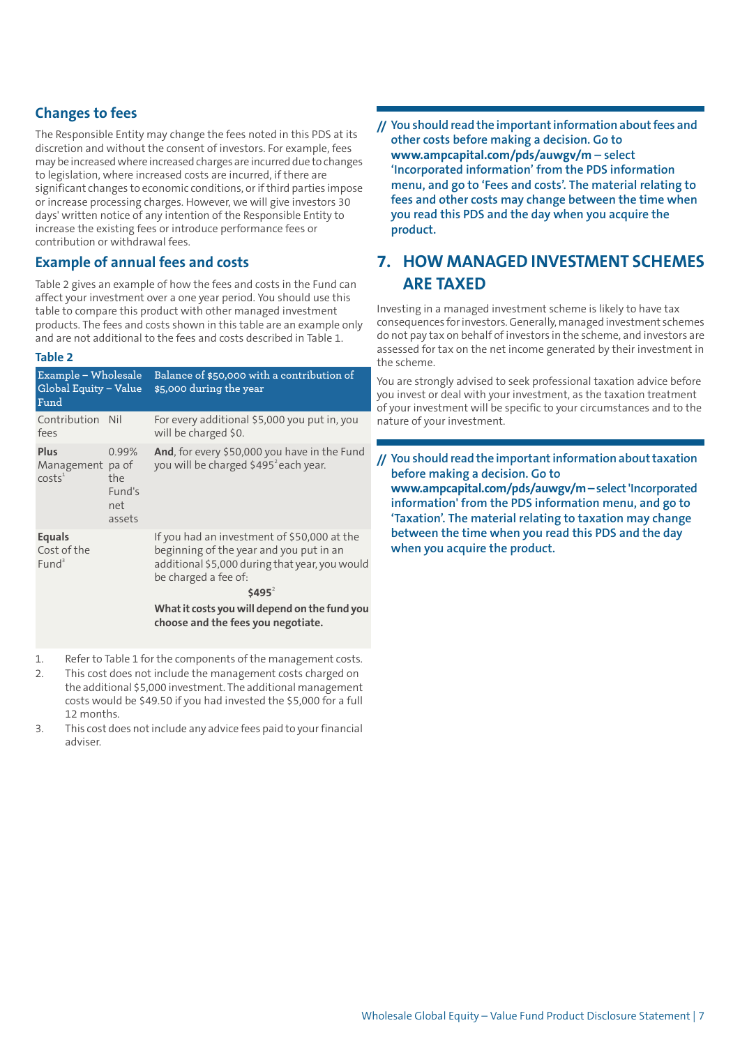## Changes to fees

The Responsible Entity may change the fees noted in this PDS at its discretion and without the consent of investors. For example, fees may be increased where increased charges are incurred due to changes to legislation, where increased costs are incurred, if there are significant changes to economic conditions, or if third parties impose or increase processing charges. However, we will give investors 30 days' written notice of any intention of the Responsible Entity to increase the existing fees or introduce performance fees or contribution or withdrawal fees.

## Example of annual fees and costs

Table 2 gives an example of how the fees and costs in the Fund can affect your investment over a one year period. You should use this table to compare this product with other managed investment products. The fees and costs shown in this table are an example only and are not additional to the fees and costs described in Table 1.

**Table 2**

| Example – Wholesale Global Equity – Value Fund | | Balance of $50,000 with a contribution of $5,000 during the year |
|---|---|---|
| Contribution fees | Nil | For every additional $5,000 you put in, you will be charged $0. |
| **Plus** Management costs[1] | 0.99% pa of the Fund's net assets | **And**, for every $50,000 you have in the Fund you will be charged $495[2] each year. |
| **Equals** Cost of the Fund[3] | | If you had an investment of $50,000 at the beginning of the year and you put in an additional $5,000 during that year, you would be charged a fee of: **$495**[2] **What it costs you will depend on the fund you choose and the fees you negotiate.** |

1. Refer to Table 1 for the components of the management costs.
2. This cost does not include the management costs charged on the additional $5,000 investment. The additional management costs would be $49.50 if you had invested the $5,000 for a full 12 months.
3. This cost does not include any advice fees paid to your financial adviser.

**// You should read the important information about fees and other costs before making a decision. Go to www.ampcapital.com/pds/auwgv/m – select 'Incorporated information' from the PDS information menu, and go to 'Fees and costs'. The material relating to fees and other costs may change between the time when you read this PDS and the day when you acquire the product.**

# 7. HOW MANAGED INVESTMENT SCHEMES ARE TAXED

Investing in a managed investment scheme is likely to have tax consequences for investors. Generally, managed investment schemes do not pay tax on behalf of investors in the scheme, and investors are assessed for tax on the net income generated by their investment in the scheme.

You are strongly advised to seek professional taxation advice before you invest or deal with your investment, as the taxation treatment of your investment will be specific to your circumstances and to the nature of your investment.

**// You should read the important information about taxation before making a decision. Go to www.ampcapital.com/pds/auwgv/m – select 'Incorporated information' from the PDS information menu, and go to 'Taxation'. The material relating to taxation may change between the time when you read this PDS and the day when you acquire the product.**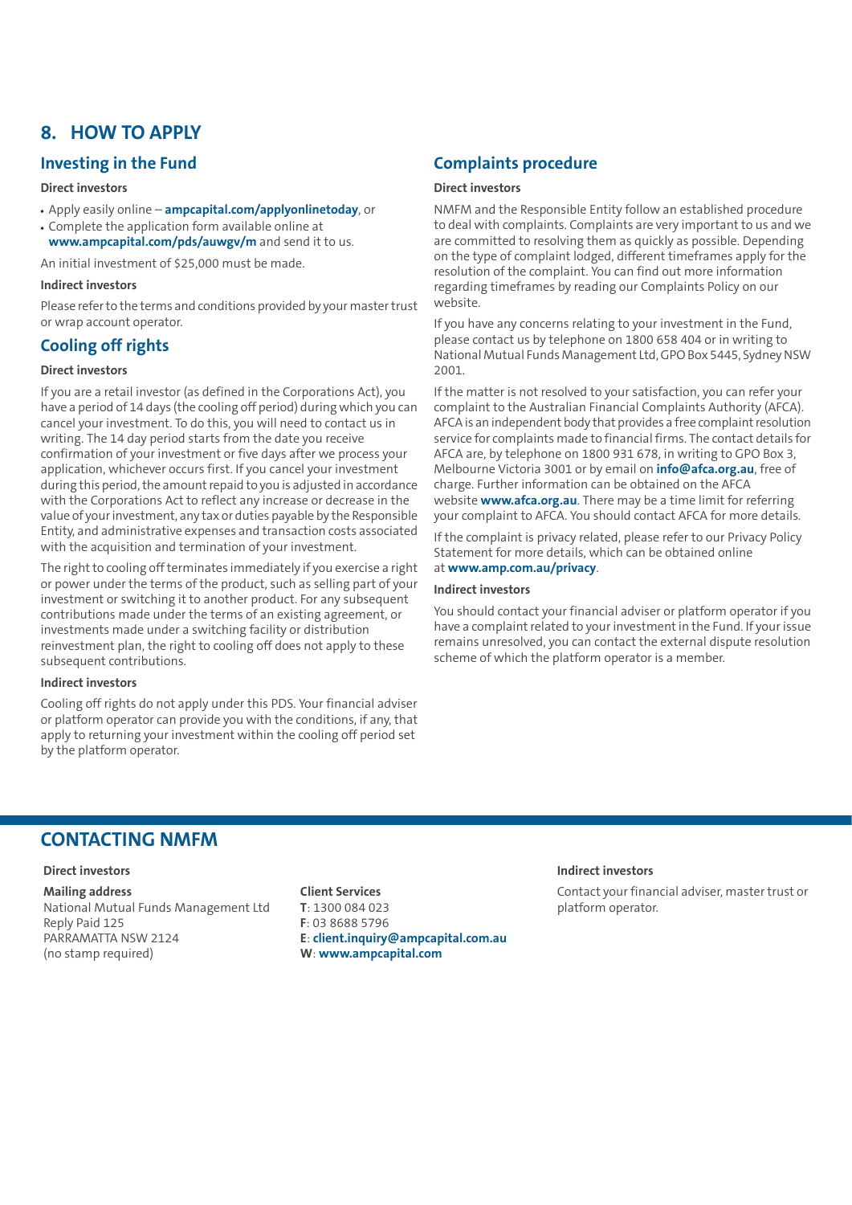## 8. HOW TO APPLY

### Investing in the Fund

**Direct investors**

- Apply easily online – **ampcapital.com/applyonlinetoday**, or
- Complete the application form available online at **www.ampcapital.com/pds/auwgv/m** and send it to us.

An initial investment of $25,000 must be made.

**Indirect investors**

Please refer to the terms and conditions provided by your master trust or wrap account operator.

### Cooling off rights

**Direct investors**

If you are a retail investor (as defined in the Corporations Act), you have a period of 14 days (the cooling off period) during which you can cancel your investment. To do this, you will need to contact us in writing. The 14 day period starts from the date you receive confirmation of your investment or five days after we process your application, whichever occurs first. If you cancel your investment during this period, the amount repaid to you is adjusted in accordance with the Corporations Act to reflect any increase or decrease in the value of your investment, any tax or duties payable by the Responsible Entity, and administrative expenses and transaction costs associated with the acquisition and termination of your investment.

The right to cooling off terminates immediately if you exercise a right or power under the terms of the product, such as selling part of your investment or switching it to another product. For any subsequent contributions made under the terms of an existing agreement, or investments made under a switching facility or distribution reinvestment plan, the right to cooling off does not apply to these subsequent contributions.

**Indirect investors**

Cooling off rights do not apply under this PDS. Your financial adviser or platform operator can provide you with the conditions, if any, that apply to returning your investment within the cooling off period set by the platform operator.

### Complaints procedure

**Direct investors**

NMFM and the Responsible Entity follow an established procedure to deal with complaints. Complaints are very important to us and we are committed to resolving them as quickly as possible. Depending on the type of complaint lodged, different timeframes apply for the resolution of the complaint. You can find out more information regarding timeframes by reading our Complaints Policy on our website.

If you have any concerns relating to your investment in the Fund, please contact us by telephone on 1800 658 404 or in writing to National Mutual Funds Management Ltd, GPO Box 5445, Sydney NSW 2001.

If the matter is not resolved to your satisfaction, you can refer your complaint to the Australian Financial Complaints Authority (AFCA). AFCA is an independent body that provides a free complaint resolution service for complaints made to financial firms. The contact details for AFCA are, by telephone on 1800 931 678, in writing to GPO Box 3, Melbourne Victoria 3001 or by email on **info@afca.org.au**, free of charge. Further information can be obtained on the AFCA website **www.afca.org.au**. There may be a time limit for referring your complaint to AFCA. You should contact AFCA for more details.

If the complaint is privacy related, please refer to our Privacy Policy Statement for more details, which can be obtained online at **www.amp.com.au/privacy**.

**Indirect investors**

You should contact your financial adviser or platform operator if you have a complaint related to your investment in the Fund. If your issue remains unresolved, you can contact the external dispute resolution scheme of which the platform operator is a member.

## CONTACTING NMFM

**Direct investors**

**Mailing address**
National Mutual Funds Management Ltd
Reply Paid 125
PARRAMATTA NSW 2124
(no stamp required)

**Client Services**
**T**: 1300 084 023
**F**: 03 8688 5796
**E**: **client.inquiry@ampcapital.com.au**
**W**: **www.ampcapital.com**

**Indirect investors**

Contact your financial adviser, master trust or platform operator.